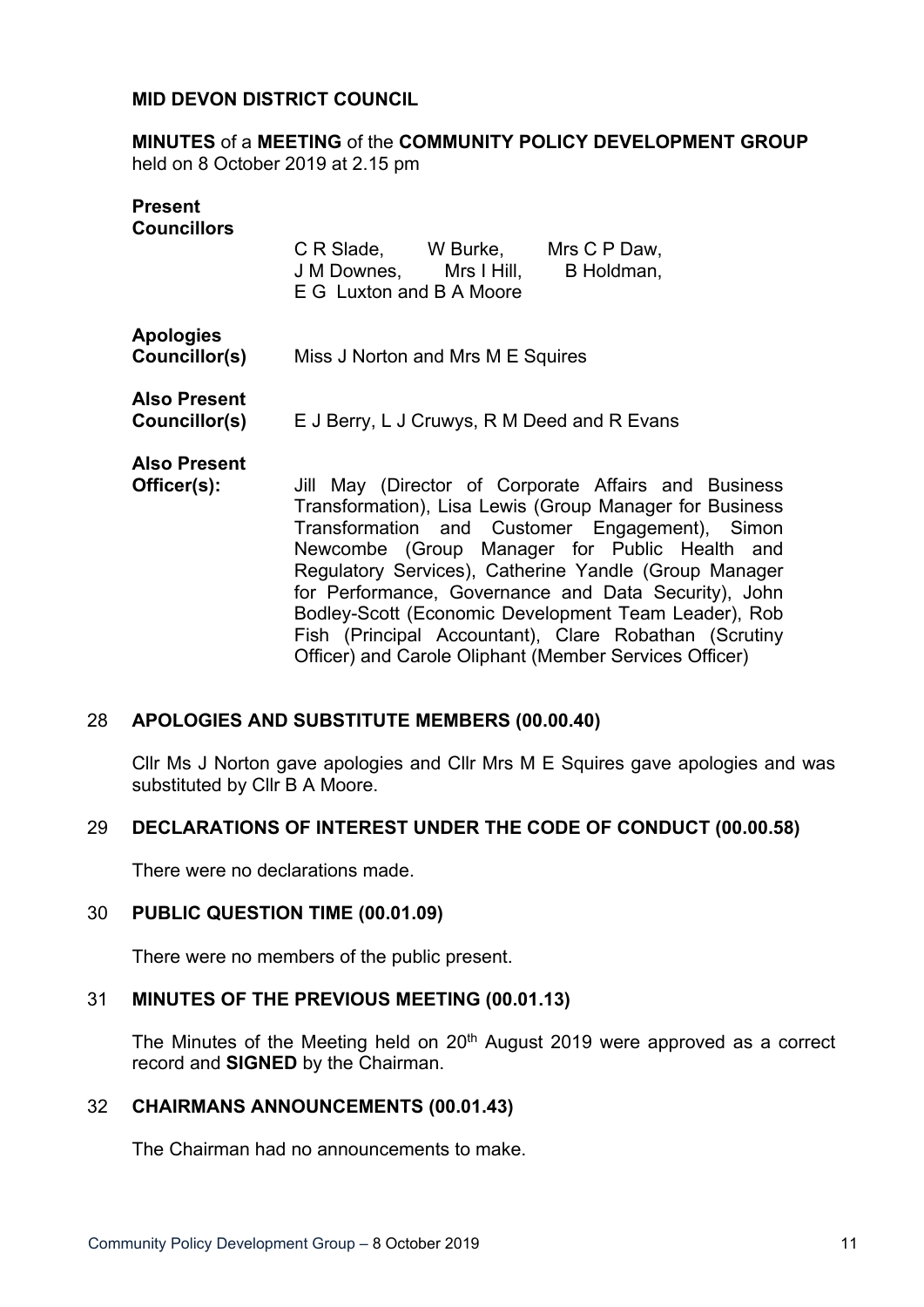**MID DEVON DISTRICT COUNCIL**

**MINUTES** of a **MEETING** of the **COMMUNITY POLICY DEVELOPMENT GROUP** held on 8 October 2019 at 2.15 pm

**Present Councillors**

C R Slade, W Burke, Mrs C P Daw, J M Downes, Mrs I Hill, B Holdman, E G Luxton and B A Moore

**Apologies Councillor(s)**

Miss J Norton and Mrs M E Squires

**Also Present Councillor(s)**

E J Berry, L J Cruwys, R M Deed and R Evans

**Also Present Officer(s):**

Jill May (Director of Corporate Affairs and Business Transformation), Lisa Lewis (Group Manager for Business Transformation and Customer Engagement), Simon Newcombe (Group Manager for Public Health and Regulatory Services), Catherine Yandle (Group Manager for Performance, Governance and Data Security), John Bodley-Scott (Economic Development Team Leader), Rob Fish (Principal Accountant), Clare Robathan (Scrutiny Officer) and Carole Oliphant (Member Services Officer)

## 28 APOLOGIES AND SUBSTITUTE MEMBERS (00.00.40)

Cllr Ms J Norton gave apologies and Cllr Mrs M E Squires gave apologies and was substituted by Cllr B A Moore.

## 29 DECLARATIONS OF INTEREST UNDER THE CODE OF CONDUCT (00.00.58)

There were no declarations made.

## 30 PUBLIC QUESTION TIME (00.01.09)

There were no members of the public present.

## 31 MINUTES OF THE PREVIOUS MEETING (00.01.13)

The Minutes of the Meeting held on 20th August 2019 were approved as a correct record and **SIGNED** by the Chairman.

## 32 CHAIRMANS ANNOUNCEMENTS (00.01.43)

The Chairman had no announcements to make.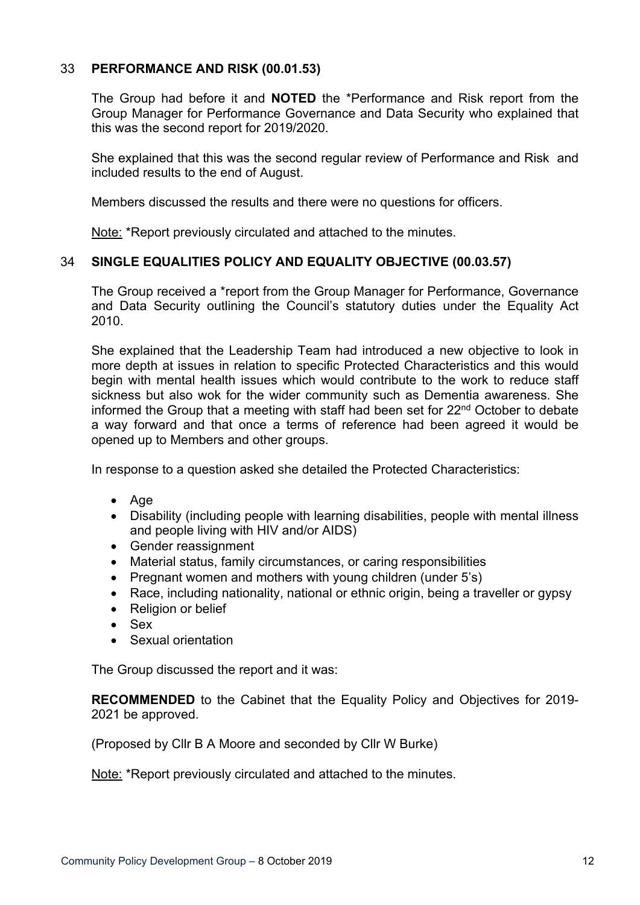### 33 PERFORMANCE AND RISK (00.01.53)

The Group had before it and **NOTED** the *Performance and Risk report from the Group Manager for Performance Governance and Data Security who explained that this was the second report for 2019/2020.

She explained that this was the second regular review of Performance and Risk and included results to the end of August.

Members discussed the results and there were no questions for officers.

Note: *Report previously circulated and attached to the minutes.

### 34 SINGLE EQUALITIES POLICY AND EQUALITY OBJECTIVE (00.03.57)

The Group received a *report from the Group Manager for Performance, Governance and Data Security outlining the Council's statutory duties under the Equality Act 2010.

She explained that the Leadership Team had introduced a new objective to look in more depth at issues in relation to specific Protected Characteristics and this would begin with mental health issues which would contribute to the work to reduce staff sickness but also wok for the wider community such as Dementia awareness. She informed the Group that a meeting with staff had been set for 22nd October to debate a way forward and that once a terms of reference had been agreed it would be opened up to Members and other groups.

In response to a question asked she detailed the Protected Characteristics:

- Age
- Disability (including people with learning disabilities, people with mental illness and people living with HIV and/or AIDS)
- Gender reassignment
- Material status, family circumstances, or caring responsibilities
- Pregnant women and mothers with young children (under 5's)
- Race, including nationality, national or ethnic origin, being a traveller or gypsy
- Religion or belief
- Sex
- Sexual orientation

The Group discussed the report and it was:

**RECOMMENDED** to the Cabinet that the Equality Policy and Objectives for 2019-2021 be approved.

(Proposed by Cllr B A Moore and seconded by Cllr W Burke)

Note: *Report previously circulated and attached to the minutes.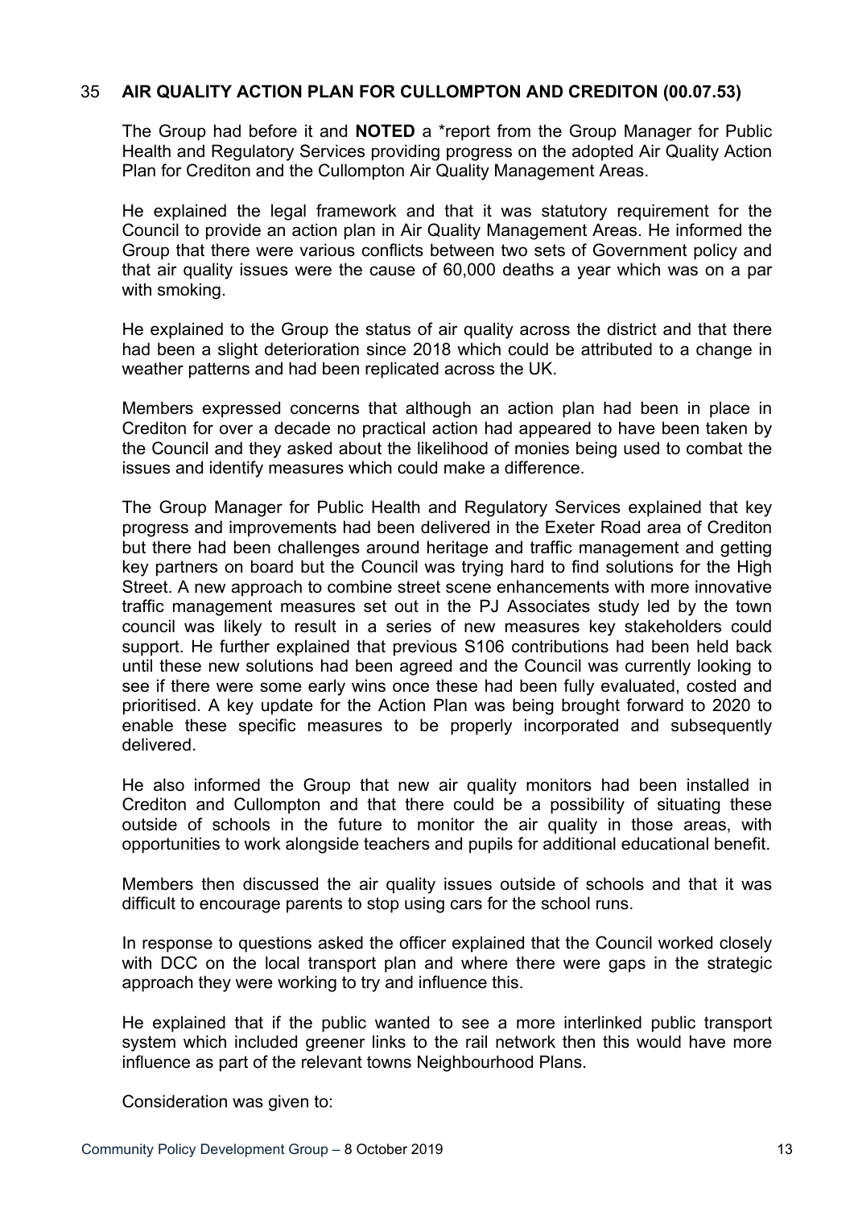### 35 **AIR QUALITY ACTION PLAN FOR CULLOMPTON AND CREDITON (00.07.53)**

The Group had before it and **NOTED** a *report from the Group Manager for Public Health and Regulatory Services providing progress on the adopted Air Quality Action Plan for Crediton and the Cullompton Air Quality Management Areas.

He explained the legal framework and that it was statutory requirement for the Council to provide an action plan in Air Quality Management Areas. He informed the Group that there were various conflicts between two sets of Government policy and that air quality issues were the cause of 60,000 deaths a year which was on a par with smoking.

He explained to the Group the status of air quality across the district and that there had been a slight deterioration since 2018 which could be attributed to a change in weather patterns and had been replicated across the UK.

Members expressed concerns that although an action plan had been in place in Crediton for over a decade no practical action had appeared to have been taken by the Council and they asked about the likelihood of monies being used to combat the issues and identify measures which could make a difference.

The Group Manager for Public Health and Regulatory Services explained that key progress and improvements had been delivered in the Exeter Road area of Crediton but there had been challenges around heritage and traffic management and getting key partners on board but the Council was trying hard to find solutions for the High Street. A new approach to combine street scene enhancements with more innovative traffic management measures set out in the PJ Associates study led by the town council was likely to result in a series of new measures key stakeholders could support. He further explained that previous S106 contributions had been held back until these new solutions had been agreed and the Council was currently looking to see if there were some early wins once these had been fully evaluated, costed and prioritised. A key update for the Action Plan was being brought forward to 2020 to enable these specific measures to be properly incorporated and subsequently delivered.

He also informed the Group that new air quality monitors had been installed in Crediton and Cullompton and that there could be a possibility of situating these outside of schools in the future to monitor the air quality in those areas, with opportunities to work alongside teachers and pupils for additional educational benefit.

Members then discussed the air quality issues outside of schools and that it was difficult to encourage parents to stop using cars for the school runs.

In response to questions asked the officer explained that the Council worked closely with DCC on the local transport plan and where there were gaps in the strategic approach they were working to try and influence this.

He explained that if the public wanted to see a more interlinked public transport system which included greener links to the rail network then this would have more influence as part of the relevant towns Neighbourhood Plans.

Consideration was given to: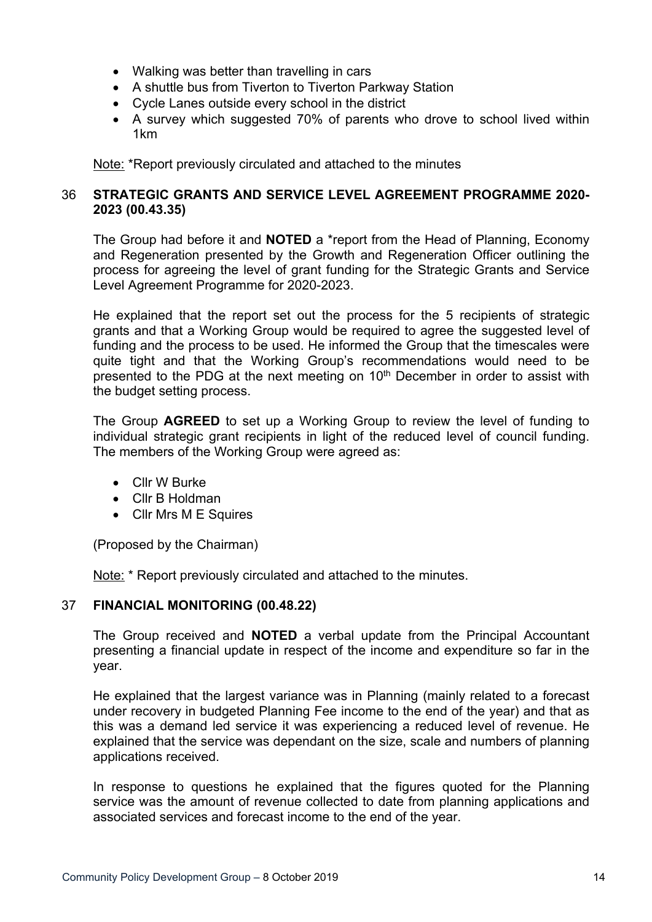- Walking was better than travelling in cars
- A shuttle bus from Tiverton to Tiverton Parkway Station
- Cycle Lanes outside every school in the district
- A survey which suggested 70% of parents who drove to school lived within 1km

Note: *Report previously circulated and attached to the minutes

## 36 STRATEGIC GRANTS AND SERVICE LEVEL AGREEMENT PROGRAMME 2020-2023 (00.43.35)

The Group had before it and **NOTED** a *report from the Head of Planning, Economy and Regeneration presented by the Growth and Regeneration Officer outlining the process for agreeing the level of grant funding for the Strategic Grants and Service Level Agreement Programme for 2020-2023.

He explained that the report set out the process for the 5 recipients of strategic grants and that a Working Group would be required to agree the suggested level of funding and the process to be used. He informed the Group that the timescales were quite tight and that the Working Group's recommendations would need to be presented to the PDG at the next meeting on 10th December in order to assist with the budget setting process.

The Group **AGREED** to set up a Working Group to review the level of funding to individual strategic grant recipients in light of the reduced level of council funding. The members of the Working Group were agreed as:

- Cllr W Burke
- Cllr B Holdman
- Cllr Mrs M E Squires

(Proposed by the Chairman)

Note: * Report previously circulated and attached to the minutes.

## 37 FINANCIAL MONITORING (00.48.22)

The Group received and **NOTED** a verbal update from the Principal Accountant presenting a financial update in respect of the income and expenditure so far in the year.

He explained that the largest variance was in Planning (mainly related to a forecast under recovery in budgeted Planning Fee income to the end of the year) and that as this was a demand led service it was experiencing a reduced level of revenue. He explained that the service was dependant on the size, scale and numbers of planning applications received.

In response to questions he explained that the figures quoted for the Planning service was the amount of revenue collected to date from planning applications and associated services and forecast income to the end of the year.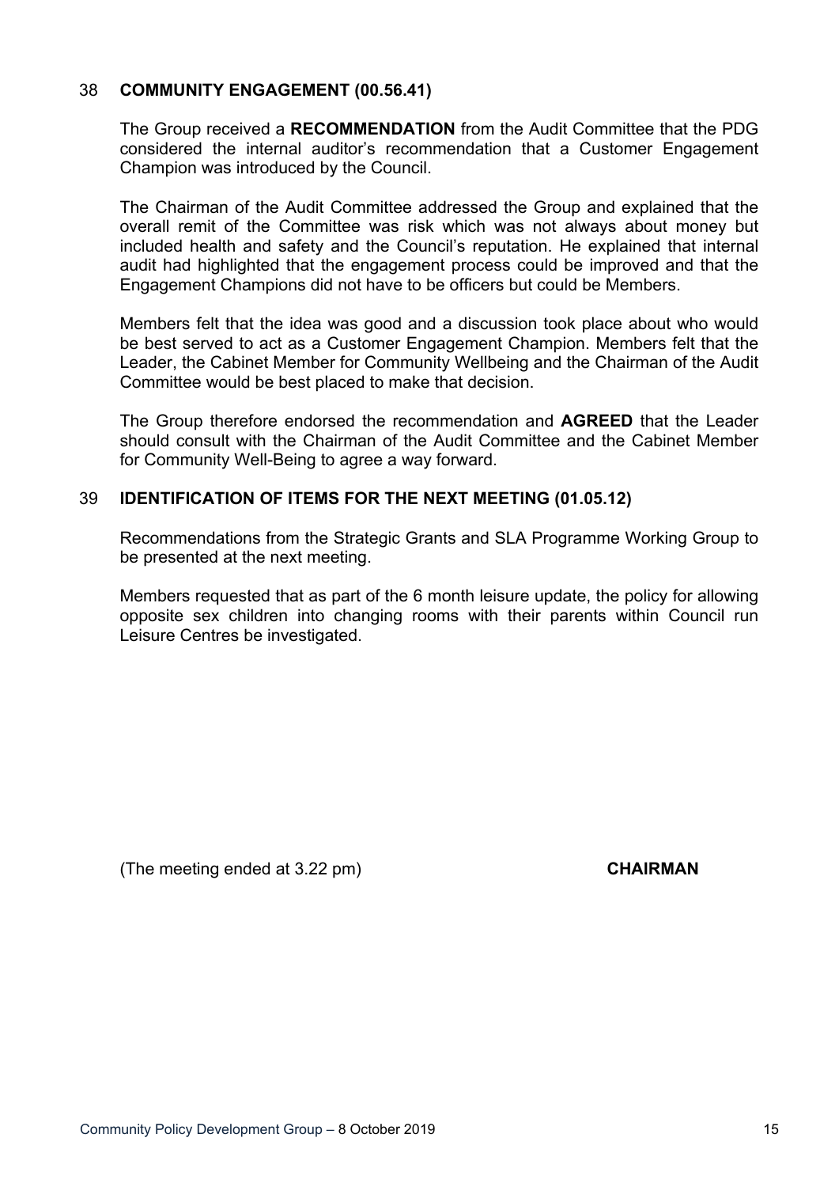## 38 COMMUNITY ENGAGEMENT (00.56.41)

The Group received a **RECOMMENDATION** from the Audit Committee that the PDG considered the internal auditor's recommendation that a Customer Engagement Champion was introduced by the Council.

The Chairman of the Audit Committee addressed the Group and explained that the overall remit of the Committee was risk which was not always about money but included health and safety and the Council's reputation. He explained that internal audit had highlighted that the engagement process could be improved and that the Engagement Champions did not have to be officers but could be Members.

Members felt that the idea was good and a discussion took place about who would be best served to act as a Customer Engagement Champion. Members felt that the Leader, the Cabinet Member for Community Wellbeing and the Chairman of the Audit Committee would be best placed to make that decision.

The Group therefore endorsed the recommendation and **AGREED** that the Leader should consult with the Chairman of the Audit Committee and the Cabinet Member for Community Well-Being to agree a way forward.

## 39 IDENTIFICATION OF ITEMS FOR THE NEXT MEETING (01.05.12)

Recommendations from the Strategic Grants and SLA Programme Working Group to be presented at the next meeting.

Members requested that as part of the 6 month leisure update, the policy for allowing opposite sex children into changing rooms with their parents within Council run Leisure Centres be investigated.

(The meeting ended at 3.22 pm) **CHAIRMAN**